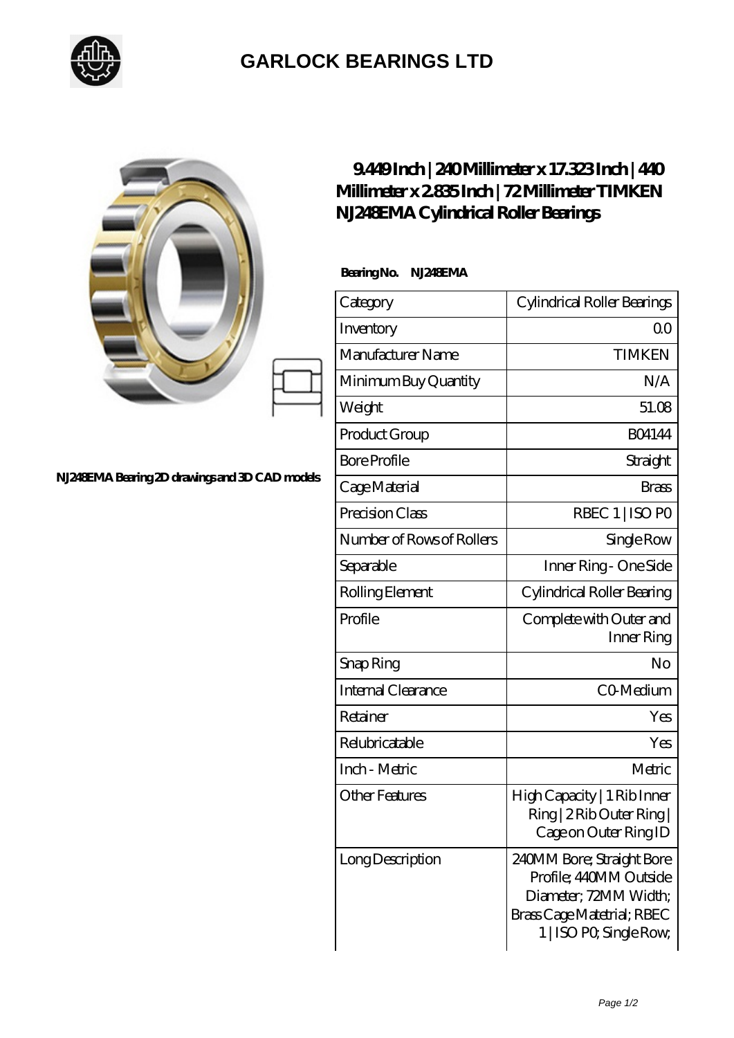## GARLOCK BEARINGS LTD

NJ248EMA Bearing 2D drawings and 3D CAD models

# 9.449 Inch | 240 Millimeter x 17.323 Inch | 440 Millimeter x 2.835 Inch | 72 Millimeter TIMKEN NJ248EMA Cylindrical Roller Bearings

**Bearing No. NJ248EMA**

| Category | Cylindrical Roller Bearings |
|---|---|
| Inventory | 0.0 |
| Manufacturer Name | TIMKEN |
| Minimum Buy Quantity | N/A |
| Weight | 51.08 |
| Product Group | B04144 |
| Bore Profile | Straight |
| Cage Material | Brass |
| Precision Class | RBEC 1 \| ISO P0 |
| Number of Rows of Rollers | Single Row |
| Separable | Inner Ring - One Side |
| Rolling Element | Cylindrical Roller Bearing |
| Profile | Complete with Outer and Inner Ring |
| Snap Ring | No |
| Internal Clearance | C0-Medium |
| Retainer | Yes |
| Relubricatable | Yes |
| Inch - Metric | Metric |
| Other Features | High Capacity \| 1 Rib Inner Ring \| 2 Rib Outer Ring \| Cage on Outer Ring ID |
| Long Description | 240MM Bore; Straight Bore Profile; 440MM Outside Diameter; 72MM Width; Brass Cage Matetrial; RBEC 1 \| ISO P0; Single Row; |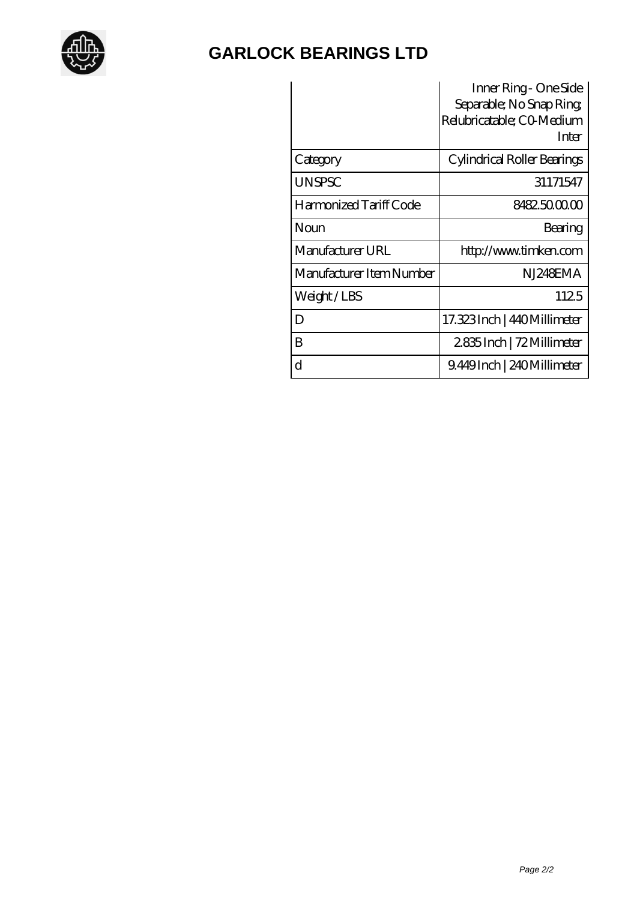| | |
|---|---|
| | Inner Ring - One Side Separable; No Snap Ring; Relubricatable; C0-Medium Inter |
| Category | Cylindrical Roller Bearings |
| UNSPSC | 31171547 |
| Harmonized Tariff Code | 8482.50.00.00 |
| Noun | Bearing |
| Manufacturer URL | http://www.timken.com |
| Manufacturer Item Number | NJ248EMA |
| Weight / LBS | 112.5 |
| D | 17.323 Inch \| 440 Millimeter |
| B | 2.835 Inch \| 72 Millimeter |
| d | 9.449 Inch \| 240 Millimeter |